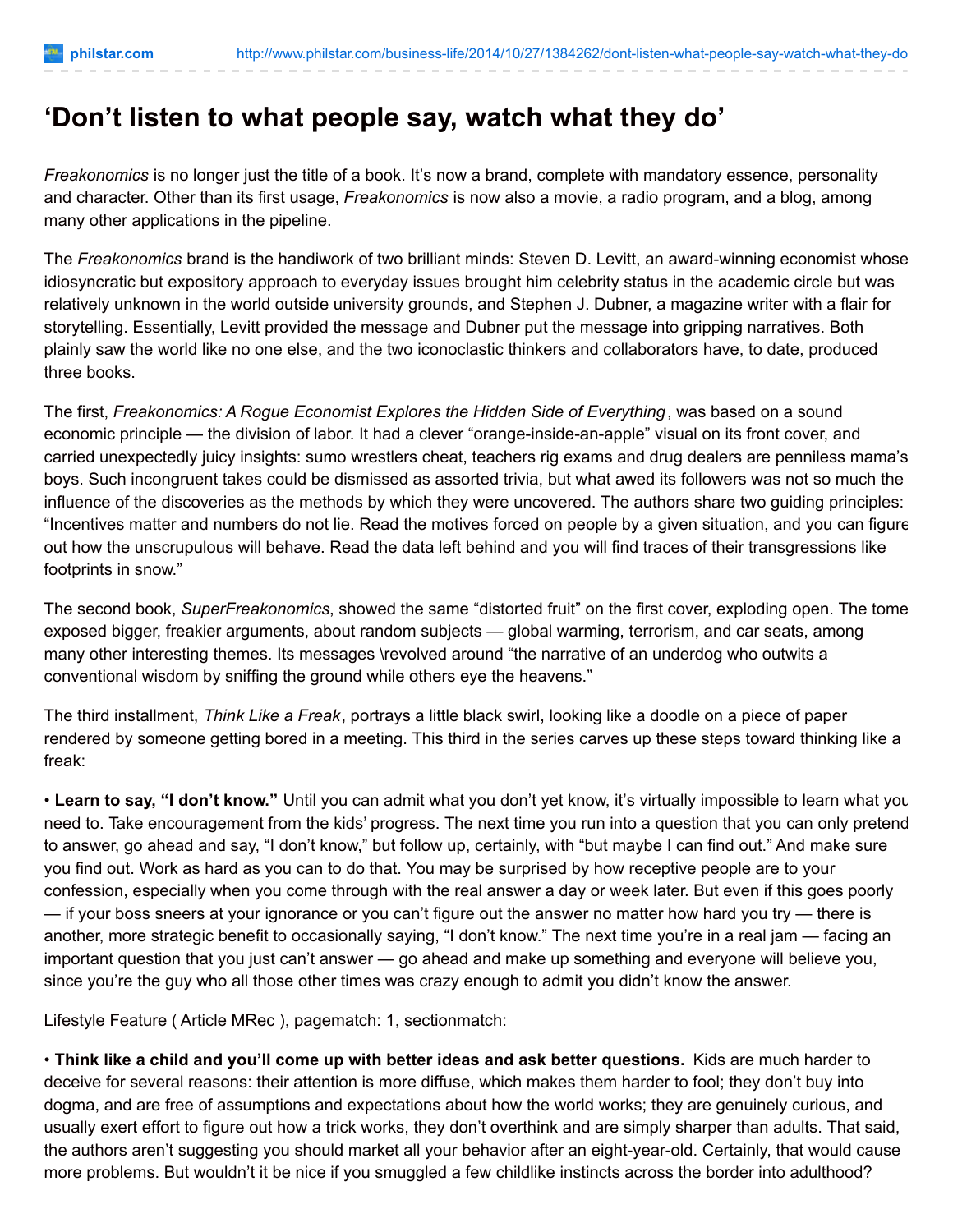# ‘Don’t listen to what people say, watch what they do’

*Freakonomics* is no longer just the title of a book. It’s now a brand, complete with mandatory essence, personality and character. Other than its first usage, *Freakonomics* is now also a movie, a radio program, and a blog, among many other applications in the pipeline.

The *Freakonomics* brand is the handiwork of two brilliant minds: Steven D. Levitt, an award-winning economist whose idiosyncratic but expository approach to everyday issues brought him celebrity status in the academic circle but was relatively unknown in the world outside university grounds, and Stephen J. Dubner, a magazine writer with a flair for storytelling. Essentially, Levitt provided the message and Dubner put the message into gripping narratives. Both plainly saw the world like no one else, and the two iconoclastic thinkers and collaborators have, to date, produced three books.

The first, *Freakonomics: A Rogue Economist Explores the Hidden Side of Everything*, was based on a sound economic principle — the division of labor. It had a clever “orange-inside-an-apple” visual on its front cover, and carried unexpectedly juicy insights: sumo wrestlers cheat, teachers rig exams and drug dealers are penniless mama’s boys. Such incongruent takes could be dismissed as assorted trivia, but what awed its followers was not so much the influence of the discoveries as the methods by which they were uncovered. The authors share two guiding principles: “Incentives matter and numbers do not lie. Read the motives forced on people by a given situation, and you can figure out how the unscrupulous will behave. Read the data left behind and you will find traces of their transgressions like footprints in snow.”

The second book, *SuperFreakonomics*, showed the same “distorted fruit” on the first cover, exploding open. The tome exposed bigger, freakier arguments, about random subjects — global warming, terrorism, and car seats, among many other interesting themes. Its messages \revolved around “the narrative of an underdog who outwits a conventional wisdom by sniffing the ground while others eye the heavens.”

The third installment, *Think Like a Freak*, portrays a little black swirl, looking like a doodle on a piece of paper rendered by someone getting bored in a meeting. This third in the series carves up these steps toward thinking like a freak:

• **Learn to say, “I don’t know.”** Until you can admit what you don’t yet know, it’s virtually impossible to learn what you need to. Take encouragement from the kids’ progress. The next time you run into a question that you can only pretend to answer, go ahead and say, “I don’t know,” but follow up, certainly, with “but maybe I can find out.” And make sure you find out. Work as hard as you can to do that. You may be surprised by how receptive people are to your confession, especially when you come through with the real answer a day or week later. But even if this goes poorly — if your boss sneers at your ignorance or you can’t figure out the answer no matter how hard you try — there is another, more strategic benefit to occasionally saying, “I don’t know.” The next time you’re in a real jam — facing an important question that you just can’t answer — go ahead and make up something and everyone will believe you, since you’re the guy who all those other times was crazy enough to admit you didn’t know the answer.

Lifestyle Feature ( Article MRec ), pagematch: 1, sectionmatch:

• **Think like a child and you’ll come up with better ideas and ask better questions.** Kids are much harder to deceive for several reasons: their attention is more diffuse, which makes them harder to fool; they don’t buy into dogma, and are free of assumptions and expectations about how the world works; they are genuinely curious, and usually exert effort to figure out how a trick works, they don’t overthink and are simply sharper than adults. That said, the authors aren’t suggesting you should market all your behavior after an eight-year-old. Certainly, that would cause more problems. But wouldn’t it be nice if you smuggled a few childlike instincts across the border into adulthood?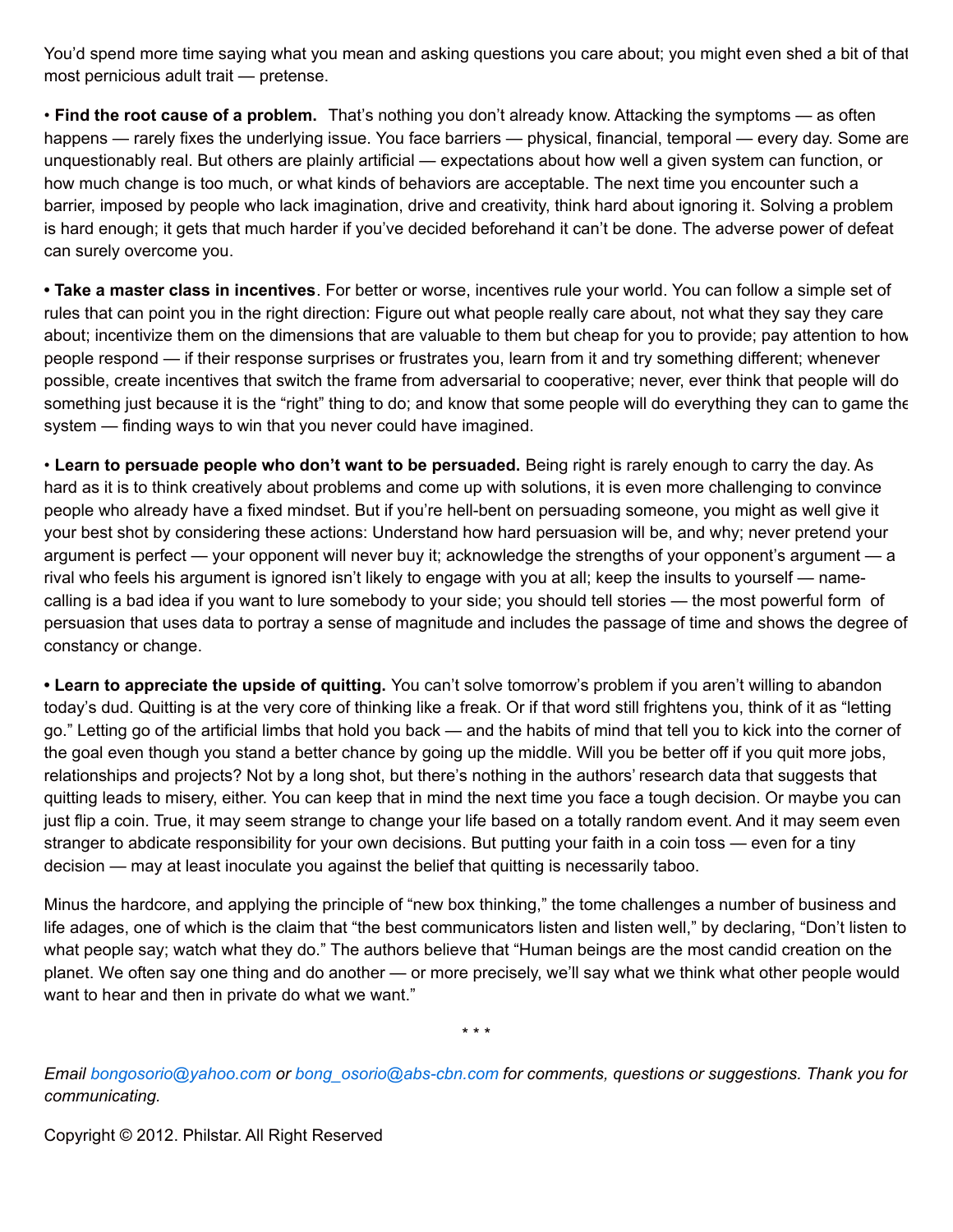You'd spend more time saying what you mean and asking questions you care about; you might even shed a bit of that most pernicious adult trait — pretense.

• **Find the root cause of a problem.** That's nothing you don't already know. Attacking the symptoms — as often happens — rarely fixes the underlying issue. You face barriers — physical, financial, temporal — every day. Some are unquestionably real. But others are plainly artificial — expectations about how well a given system can function, or how much change is too much, or what kinds of behaviors are acceptable. The next time you encounter such a barrier, imposed by people who lack imagination, drive and creativity, think hard about ignoring it. Solving a problem is hard enough; it gets that much harder if you've decided beforehand it can't be done. The adverse power of defeat can surely overcome you.

**• Take a master class in incentives**. For better or worse, incentives rule your world. You can follow a simple set of rules that can point you in the right direction: Figure out what people really care about, not what they say they care about; incentivize them on the dimensions that are valuable to them but cheap for you to provide; pay attention to how people respond — if their response surprises or frustrates you, learn from it and try something different; whenever possible, create incentives that switch the frame from adversarial to cooperative; never, ever think that people will do something just because it is the "right" thing to do; and know that some people will do everything they can to game the system — finding ways to win that you never could have imagined.

• **Learn to persuade people who don't want to be persuaded.** Being right is rarely enough to carry the day. As hard as it is to think creatively about problems and come up with solutions, it is even more challenging to convince people who already have a fixed mindset. But if you're hell-bent on persuading someone, you might as well give it your best shot by considering these actions: Understand how hard persuasion will be, and why; never pretend your argument is perfect — your opponent will never buy it; acknowledge the strengths of your opponent's argument — a rival who feels his argument is ignored isn't likely to engage with you at all; keep the insults to yourself — name-calling is a bad idea if you want to lure somebody to your side; you should tell stories — the most powerful form of persuasion that uses data to portray a sense of magnitude and includes the passage of time and shows the degree of constancy or change.

**• Learn to appreciate the upside of quitting.** You can't solve tomorrow's problem if you aren't willing to abandon today's dud. Quitting is at the very core of thinking like a freak. Or if that word still frightens you, think of it as "letting go." Letting go of the artificial limbs that hold you back — and the habits of mind that tell you to kick into the corner of the goal even though you stand a better chance by going up the middle. Will you be better off if you quit more jobs, relationships and projects? Not by a long shot, but there's nothing in the authors' research data that suggests that quitting leads to misery, either. You can keep that in mind the next time you face a tough decision. Or maybe you can just flip a coin. True, it may seem strange to change your life based on a totally random event. And it may seem even stranger to abdicate responsibility for your own decisions. But putting your faith in a coin toss — even for a tiny decision — may at least inoculate you against the belief that quitting is necessarily taboo.

Minus the hardcore, and applying the principle of "new box thinking," the tome challenges a number of business and life adages, one of which is the claim that "the best communicators listen and listen well," by declaring, "Don't listen to what people say; watch what they do." The authors believe that "Human beings are the most candid creation on the planet. We often say one thing and do another — or more precisely, we'll say what we think what other people would want to hear and then in private do what we want."

\* \* \*

*Email bongosorio@yahoo.com or bong_osorio@abs-cbn.com for comments, questions or suggestions. Thank you for communicating.*

Copyright © 2012. Philstar. All Right Reserved